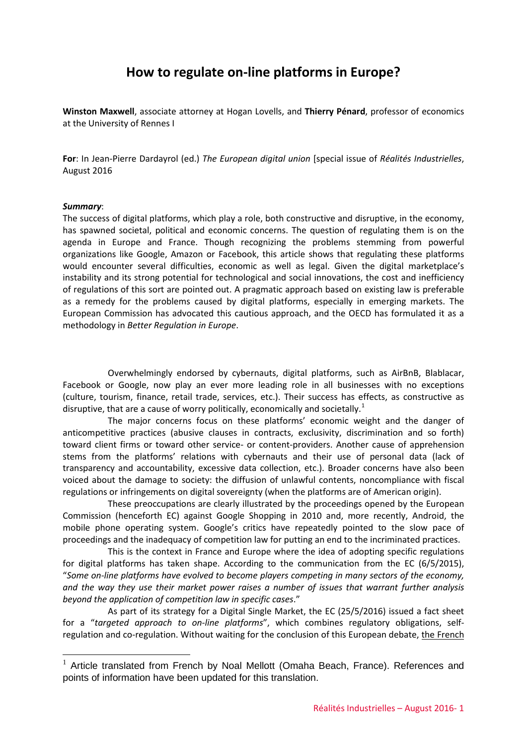# How to regulate on-line platforms in Europe?

**Winston Maxwell**, associate attorney at Hogan Lovells, and **Thierry Pénard**, professor of economics at the University of Rennes I

**For**: In Jean-Pierre Dardayrol (ed.) *The European digital union* [special issue of *Réalités Industrielles*, August 2016

***Summary***:

The success of digital platforms, which play a role, both constructive and disruptive, in the economy, has spawned societal, political and economic concerns. The question of regulating them is on the agenda in Europe and France. Though recognizing the problems stemming from powerful organizations like Google, Amazon or Facebook, this article shows that regulating these platforms would encounter several difficulties, economic as well as legal. Given the digital marketplace's instability and its strong potential for technological and social innovations, the cost and inefficiency of regulations of this sort are pointed out. A pragmatic approach based on existing law is preferable as a remedy for the problems caused by digital platforms, especially in emerging markets. The European Commission has advocated this cautious approach, and the OECD has formulated it as a methodology in *Better Regulation in Europe*.

Overwhelmingly endorsed by cybernauts, digital platforms, such as AirBnB, Blablacar, Facebook or Google, now play an ever more leading role in all businesses with no exceptions (culture, tourism, finance, retail trade, services, etc.). Their success has effects, as constructive as disruptive, that are a cause of worry politically, economically and societally.[1]

The major concerns focus on these platforms' economic weight and the danger of anticompetitive practices (abusive clauses in contracts, exclusivity, discrimination and so forth) toward client firms or toward other service- or content-providers. Another cause of apprehension stems from the platforms' relations with cybernauts and their use of personal data (lack of transparency and accountability, excessive data collection, etc.). Broader concerns have also been voiced about the damage to society: the diffusion of unlawful contents, noncompliance with fiscal regulations or infringements on digital sovereignty (when the platforms are of American origin).

These preoccupations are clearly illustrated by the proceedings opened by the European Commission (henceforth EC) against Google Shopping in 2010 and, more recently, Android, the mobile phone operating system. Google's critics have repeatedly pointed to the slow pace of proceedings and the inadequacy of competition law for putting an end to the incriminated practices.

This is the context in France and Europe where the idea of adopting specific regulations for digital platforms has taken shape. According to the communication from the EC (6/5/2015), "*Some on-line platforms have evolved to become players competing in many sectors of the economy, and the way they use their market power raises a number of issues that warrant further analysis beyond the application of competition law in specific cases*."

As part of its strategy for a Digital Single Market, the EC (25/5/2016) issued a fact sheet for a "*targeted approach to on-line platforms*", which combines regulatory obligations, self-regulation and co-regulation. Without waiting for the conclusion of this European debate, the French

[1] Article translated from French by Noal Mellott (Omaha Beach, France). References and points of information have been updated for this translation.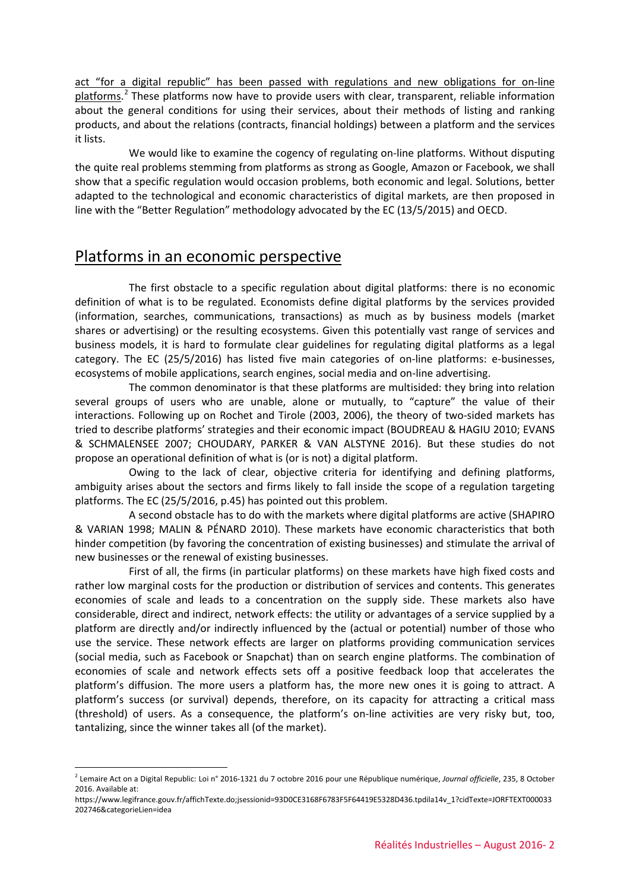act "for a digital republic" has been passed with regulations and new obligations for on-line platforms.[2] These platforms now have to provide users with clear, transparent, reliable information about the general conditions for using their services, about their methods of listing and ranking products, and about the relations (contracts, financial holdings) between a platform and the services it lists.

We would like to examine the cogency of regulating on-line platforms. Without disputing the quite real problems stemming from platforms as strong as Google, Amazon or Facebook, we shall show that a specific regulation would occasion problems, both economic and legal. Solutions, better adapted to the technological and economic characteristics of digital markets, are then proposed in line with the "Better Regulation" methodology advocated by the EC (13/5/2015) and OECD.

## Platforms in an economic perspective

The first obstacle to a specific regulation about digital platforms: there is no economic definition of what is to be regulated. Economists define digital platforms by the services provided (information, searches, communications, transactions) as much as by business models (market shares or advertising) or the resulting ecosystems. Given this potentially vast range of services and business models, it is hard to formulate clear guidelines for regulating digital platforms as a legal category. The EC (25/5/2016) has listed five main categories of on-line platforms: e-businesses, ecosystems of mobile applications, search engines, social media and on-line advertising.

The common denominator is that these platforms are multisided: they bring into relation several groups of users who are unable, alone or mutually, to "capture" the value of their interactions. Following up on Rochet and Tirole (2003, 2006), the theory of two-sided markets has tried to describe platforms' strategies and their economic impact (BOUDREAU & HAGIU 2010; EVANS & SCHMALENSEE 2007; CHOUDARY, PARKER & VAN ALSTYNE 2016). But these studies do not propose an operational definition of what is (or is not) a digital platform.

Owing to the lack of clear, objective criteria for identifying and defining platforms, ambiguity arises about the sectors and firms likely to fall inside the scope of a regulation targeting platforms. The EC (25/5/2016, p.45) has pointed out this problem.

A second obstacle has to do with the markets where digital platforms are active (SHAPIRO & VARIAN 1998; MALIN & PÉNARD 2010). These markets have economic characteristics that both hinder competition (by favoring the concentration of existing businesses) and stimulate the arrival of new businesses or the renewal of existing businesses.

First of all, the firms (in particular platforms) on these markets have high fixed costs and rather low marginal costs for the production or distribution of services and contents. This generates economies of scale and leads to a concentration on the supply side. These markets also have considerable, direct and indirect, network effects: the utility or advantages of a service supplied by a platform are directly and/or indirectly influenced by the (actual or potential) number of those who use the service. These network effects are larger on platforms providing communication services (social media, such as Facebook or Snapchat) than on search engine platforms. The combination of economies of scale and network effects sets off a positive feedback loop that accelerates the platform's diffusion. The more users a platform has, the more new ones it is going to attract. A platform's success (or survival) depends, therefore, on its capacity for attracting a critical mass (threshold) of users. As a consequence, the platform's on-line activities are very risky but, too, tantalizing, since the winner takes all (of the market).

---

[2] Lemaire Act on a Digital Republic: Loi n° 2016-1321 du 7 octobre 2016 pour une République numérique, *Journal officielle*, 235, 8 October 2016. Available at:
https://www.legifrance.gouv.fr/affichTexte.do;jsessionid=93D0CE3168F6783F5F64419E5328D436.tpdila14v_1?cidTexte=JORFTEXT000033202746&categorieLien=idea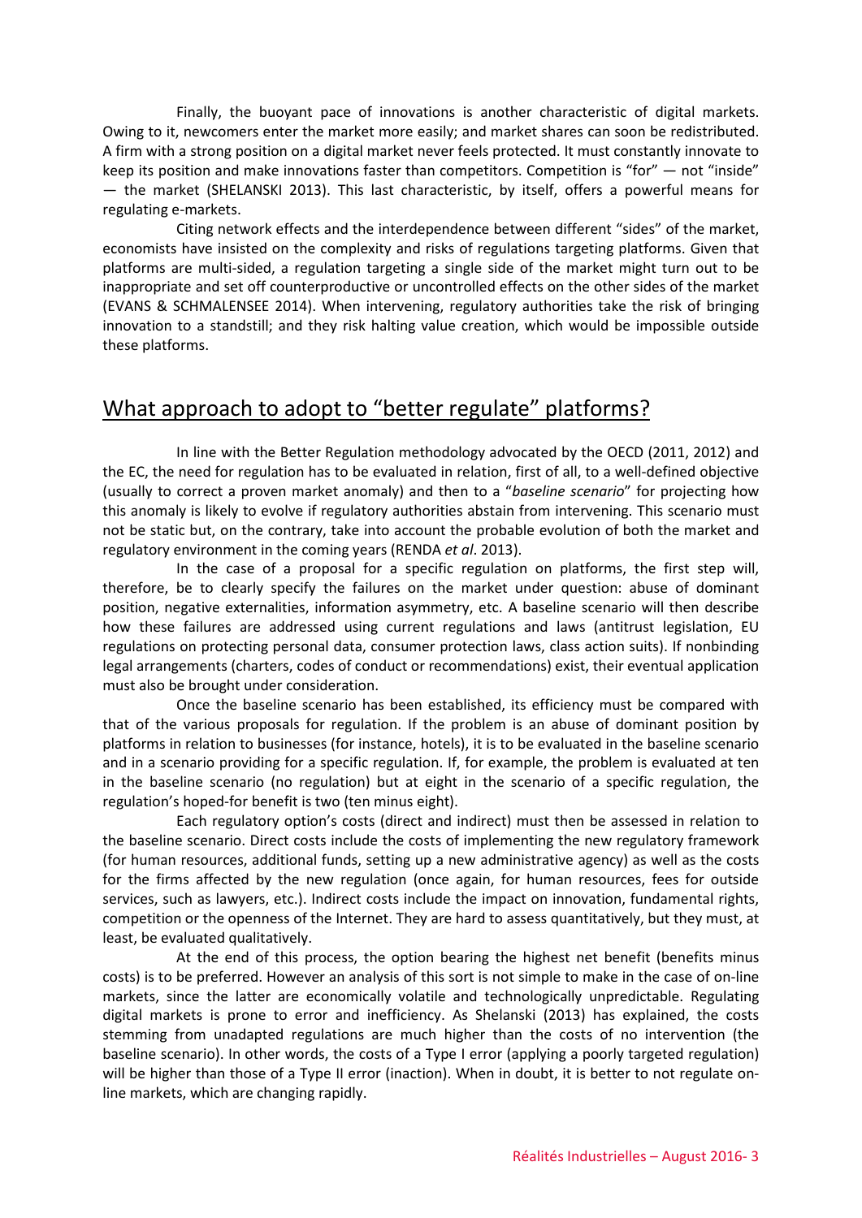Finally, the buoyant pace of innovations is another characteristic of digital markets. Owing to it, newcomers enter the market more easily; and market shares can soon be redistributed. A firm with a strong position on a digital market never feels protected. It must constantly innovate to keep its position and make innovations faster than competitors. Competition is "for" — not "inside" — the market (SHELANSKI 2013). This last characteristic, by itself, offers a powerful means for regulating e-markets.

Citing network effects and the interdependence between different "sides" of the market, economists have insisted on the complexity and risks of regulations targeting platforms. Given that platforms are multi-sided, a regulation targeting a single side of the market might turn out to be inappropriate and set off counterproductive or uncontrolled effects on the other sides of the market (EVANS & SCHMALENSEE 2014). When intervening, regulatory authorities take the risk of bringing innovation to a standstill; and they risk halting value creation, which would be impossible outside these platforms.

## What approach to adopt to "better regulate" platforms?

In line with the Better Regulation methodology advocated by the OECD (2011, 2012) and the EC, the need for regulation has to be evaluated in relation, first of all, to a well-defined objective (usually to correct a proven market anomaly) and then to a "*baseline scenario*" for projecting how this anomaly is likely to evolve if regulatory authorities abstain from intervening. This scenario must not be static but, on the contrary, take into account the probable evolution of both the market and regulatory environment in the coming years (RENDA *et al*. 2013).

In the case of a proposal for a specific regulation on platforms, the first step will, therefore, be to clearly specify the failures on the market under question: abuse of dominant position, negative externalities, information asymmetry, etc. A baseline scenario will then describe how these failures are addressed using current regulations and laws (antitrust legislation, EU regulations on protecting personal data, consumer protection laws, class action suits). If nonbinding legal arrangements (charters, codes of conduct or recommendations) exist, their eventual application must also be brought under consideration.

Once the baseline scenario has been established, its efficiency must be compared with that of the various proposals for regulation. If the problem is an abuse of dominant position by platforms in relation to businesses (for instance, hotels), it is to be evaluated in the baseline scenario and in a scenario providing for a specific regulation. If, for example, the problem is evaluated at ten in the baseline scenario (no regulation) but at eight in the scenario of a specific regulation, the regulation's hoped-for benefit is two (ten minus eight).

Each regulatory option's costs (direct and indirect) must then be assessed in relation to the baseline scenario. Direct costs include the costs of implementing the new regulatory framework (for human resources, additional funds, setting up a new administrative agency) as well as the costs for the firms affected by the new regulation (once again, for human resources, fees for outside services, such as lawyers, etc.). Indirect costs include the impact on innovation, fundamental rights, competition or the openness of the Internet. They are hard to assess quantitatively, but they must, at least, be evaluated qualitatively.

At the end of this process, the option bearing the highest net benefit (benefits minus costs) is to be preferred. However an analysis of this sort is not simple to make in the case of on-line markets, since the latter are economically volatile and technologically unpredictable. Regulating digital markets is prone to error and inefficiency. As Shelanski (2013) has explained, the costs stemming from unadapted regulations are much higher than the costs of no intervention (the baseline scenario). In other words, the costs of a Type I error (applying a poorly targeted regulation) will be higher than those of a Type II error (inaction). When in doubt, it is better to not regulate on-line markets, which are changing rapidly.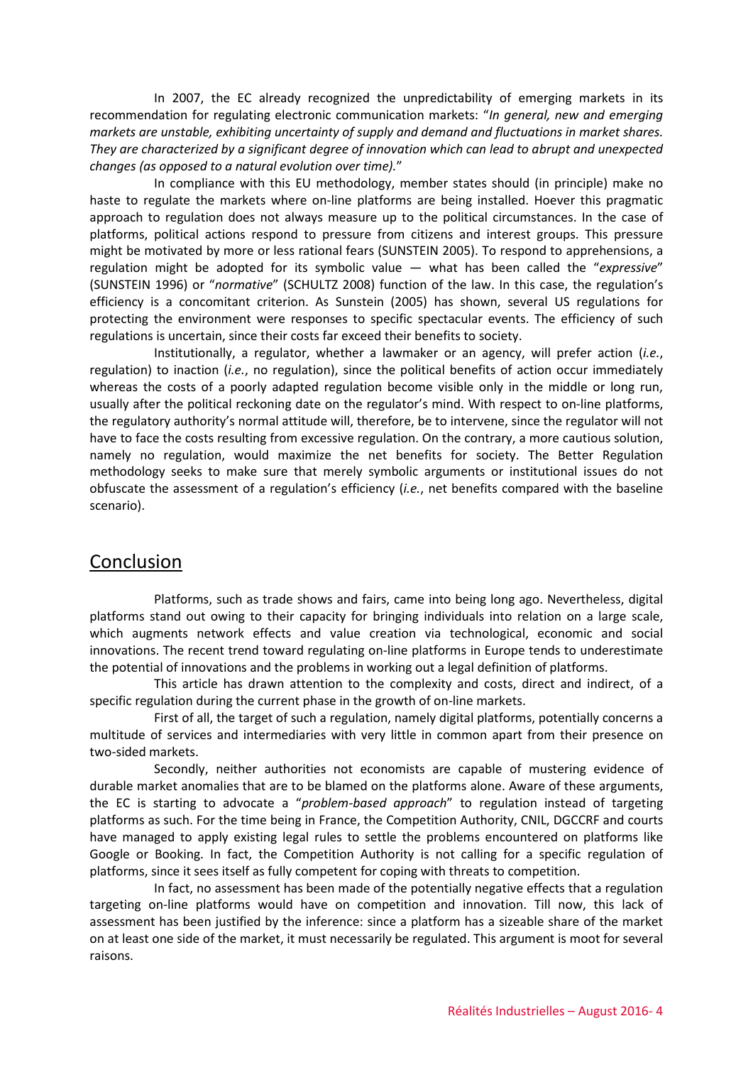In 2007, the EC already recognized the unpredictability of emerging markets in its recommendation for regulating electronic communication markets: "*In general, new and emerging markets are unstable, exhibiting uncertainty of supply and demand and fluctuations in market shares. They are characterized by a significant degree of innovation which can lead to abrupt and unexpected changes (as opposed to a natural evolution over time).*"

In compliance with this EU methodology, member states should (in principle) make no haste to regulate the markets where on-line platforms are being installed. Hoever this pragmatic approach to regulation does not always measure up to the political circumstances. In the case of platforms, political actions respond to pressure from citizens and interest groups. This pressure might be motivated by more or less rational fears (SUNSTEIN 2005). To respond to apprehensions, a regulation might be adopted for its symbolic value — what has been called the "*expressive*" (SUNSTEIN 1996) or "*normative*" (SCHULTZ 2008) function of the law. In this case, the regulation's efficiency is a concomitant criterion. As Sunstein (2005) has shown, several US regulations for protecting the environment were responses to specific spectacular events. The efficiency of such regulations is uncertain, since their costs far exceed their benefits to society.

Institutionally, a regulator, whether a lawmaker or an agency, will prefer action (*i.e.*, regulation) to inaction (*i.e.*, no regulation), since the political benefits of action occur immediately whereas the costs of a poorly adapted regulation become visible only in the middle or long run, usually after the political reckoning date on the regulator's mind. With respect to on-line platforms, the regulatory authority's normal attitude will, therefore, be to intervene, since the regulator will not have to face the costs resulting from excessive regulation. On the contrary, a more cautious solution, namely no regulation, would maximize the net benefits for society. The Better Regulation methodology seeks to make sure that merely symbolic arguments or institutional issues do not obfuscate the assessment of a regulation's efficiency (*i.e.*, net benefits compared with the baseline scenario).

## Conclusion

Platforms, such as trade shows and fairs, came into being long ago. Nevertheless, digital platforms stand out owing to their capacity for bringing individuals into relation on a large scale, which augments network effects and value creation via technological, economic and social innovations. The recent trend toward regulating on-line platforms in Europe tends to underestimate the potential of innovations and the problems in working out a legal definition of platforms.

This article has drawn attention to the complexity and costs, direct and indirect, of a specific regulation during the current phase in the growth of on-line markets.

First of all, the target of such a regulation, namely digital platforms, potentially concerns a multitude of services and intermediaries with very little in common apart from their presence on two-sided markets.

Secondly, neither authorities not economists are capable of mustering evidence of durable market anomalies that are to be blamed on the platforms alone. Aware of these arguments, the EC is starting to advocate a "*problem-based approach*" to regulation instead of targeting platforms as such. For the time being in France, the Competition Authority, CNIL, DGCCRF and courts have managed to apply existing legal rules to settle the problems encountered on platforms like Google or Booking. In fact, the Competition Authority is not calling for a specific regulation of platforms, since it sees itself as fully competent for coping with threats to competition.

In fact, no assessment has been made of the potentially negative effects that a regulation targeting on-line platforms would have on competition and innovation. Till now, this lack of assessment has been justified by the inference: since a platform has a sizeable share of the market on at least one side of the market, it must necessarily be regulated. This argument is moot for several raisons.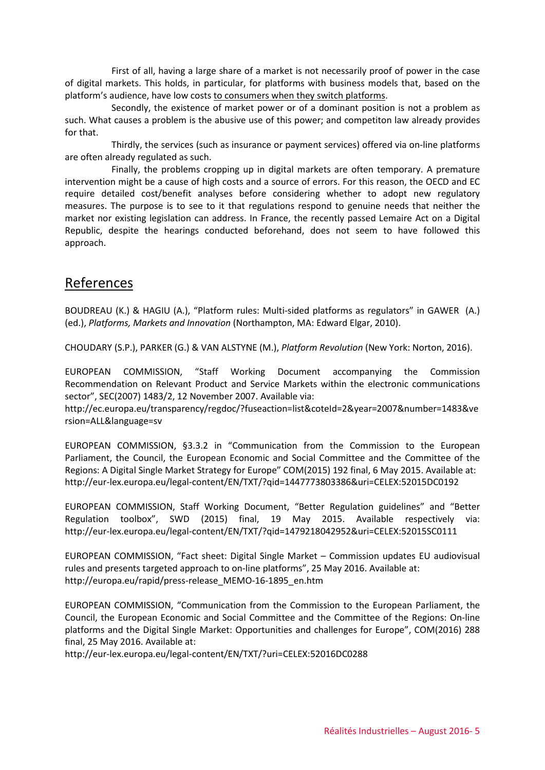First of all, having a large share of a market is not necessarily proof of power in the case of digital markets. This holds, in particular, for platforms with business models that, based on the platform's audience, have low costs to consumers when they switch platforms.

Secondly, the existence of market power or of a dominant position is not a problem as such. What causes a problem is the abusive use of this power; and competiton law already provides for that.

Thirdly, the services (such as insurance or payment services) offered via on-line platforms are often already regulated as such.

Finally, the problems cropping up in digital markets are often temporary. A premature intervention might be a cause of high costs and a source of errors. For this reason, the OECD and EC require detailed cost/benefit analyses before considering whether to adopt new regulatory measures. The purpose is to see to it that regulations respond to genuine needs that neither the market nor existing legislation can address. In France, the recently passed Lemaire Act on a Digital Republic, despite the hearings conducted beforehand, does not seem to have followed this approach.

## References

BOUDREAU (K.) & HAGIU (A.), "Platform rules: Multi-sided platforms as regulators" in GAWER (A.) (ed.), *Platforms, Markets and Innovation* (Northampton, MA: Edward Elgar, 2010).

CHOUDARY (S.P.), PARKER (G.) & VAN ALSTYNE (M.), *Platform Revolution* (New York: Norton, 2016).

EUROPEAN COMMISSION, "Staff Working Document accompanying the Commission Recommendation on Relevant Product and Service Markets within the electronic communications sector", SEC(2007) 1483/2, 12 November 2007. Available via: http://ec.europa.eu/transparency/regdoc/?fuseaction=list&coteId=2&year=2007&number=1483&version=ALL&language=sv

EUROPEAN COMMISSION, §3.3.2 in "Communication from the Commission to the European Parliament, the Council, the European Economic and Social Committee and the Committee of the Regions: A Digital Single Market Strategy for Europe" COM(2015) 192 final, 6 May 2015. Available at: http://eur-lex.europa.eu/legal-content/EN/TXT/?qid=1447773803386&uri=CELEX:52015DC0192

EUROPEAN COMMISSION, Staff Working Document, "Better Regulation guidelines" and "Better Regulation toolbox", SWD (2015) final, 19 May 2015. Available respectively via: http://eur-lex.europa.eu/legal-content/EN/TXT/?qid=1479218042952&uri=CELEX:52015SC0111

EUROPEAN COMMISSION, "Fact sheet: Digital Single Market – Commission updates EU audiovisual rules and presents targeted approach to on-line platforms", 25 May 2016. Available at: http://europa.eu/rapid/press-release_MEMO-16-1895_en.htm

EUROPEAN COMMISSION, "Communication from the Commission to the European Parliament, the Council, the European Economic and Social Committee and the Committee of the Regions: On-line platforms and the Digital Single Market: Opportunities and challenges for Europe", COM(2016) 288 final, 25 May 2016. Available at: http://eur-lex.europa.eu/legal-content/EN/TXT/?uri=CELEX:52016DC0288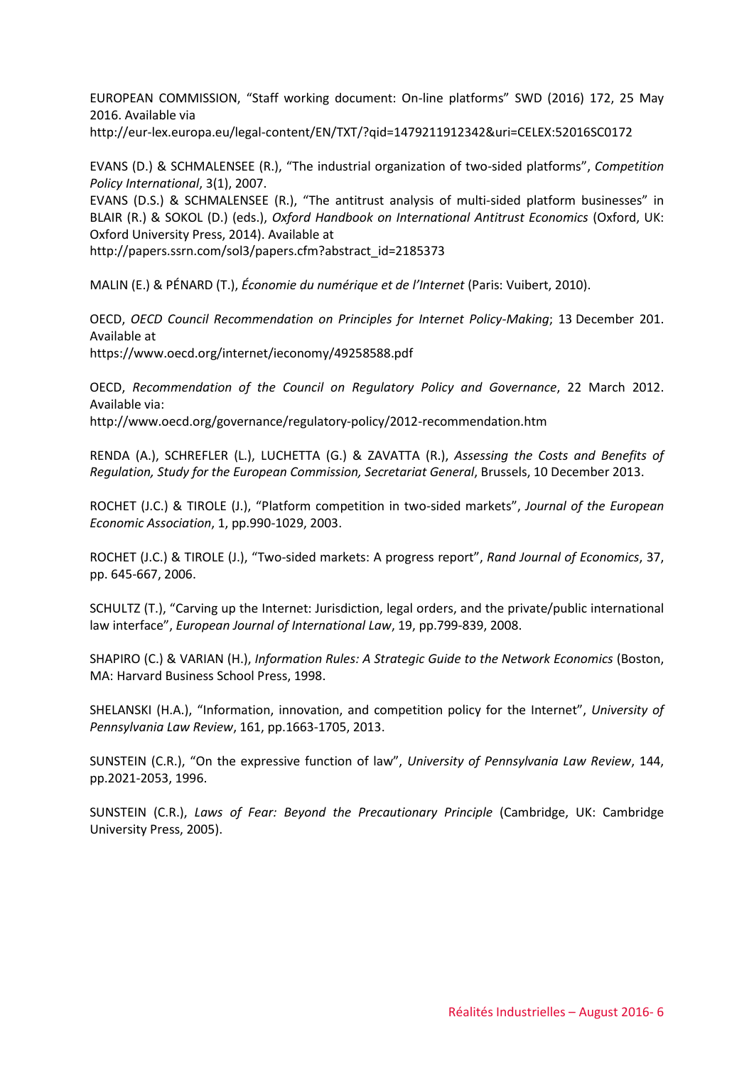EUROPEAN COMMISSION, “Staff working document: On-line platforms” SWD (2016) 172, 25 May 2016. Available via
http://eur-lex.europa.eu/legal-content/EN/TXT/?qid=1479211912342&uri=CELEX:52016SC0172

EVANS (D.) & SCHMALENSEE (R.), “The industrial organization of two-sided platforms”, *Competition Policy International*, 3(1), 2007.
EVANS (D.S.) & SCHMALENSEE (R.), “The antitrust analysis of multi-sided platform businesses” in BLAIR (R.) & SOKOL (D.) (eds.), *Oxford Handbook on International Antitrust Economics* (Oxford, UK: Oxford University Press, 2014). Available at
http://papers.ssrn.com/sol3/papers.cfm?abstract_id=2185373

MALIN (E.) & PÉNARD (T.), *Économie du numérique et de l’Internet* (Paris: Vuibert, 2010).

OECD, *OECD Council Recommendation on Principles for Internet Policy-Making*; 13 December 201. Available at
https://www.oecd.org/internet/ieconomy/49258588.pdf

OECD, *Recommendation of the Council on Regulatory Policy and Governance*, 22 March 2012. Available via:
http://www.oecd.org/governance/regulatory-policy/2012-recommendation.htm

RENDA (A.), SCHREFLER (L.), LUCHETTA (G.) & ZAVATTA (R.), *Assessing the Costs and Benefits of Regulation, Study for the European Commission, Secretariat General*, Brussels, 10 December 2013.

ROCHET (J.C.) & TIROLE (J.), “Platform competition in two-sided markets”, *Journal of the European Economic Association*, 1, pp.990-1029, 2003.

ROCHET (J.C.) & TIROLE (J.), “Two-sided markets: A progress report”, *Rand Journal of Economics*, 37, pp. 645-667, 2006.

SCHULTZ (T.), “Carving up the Internet: Jurisdiction, legal orders, and the private/public international law interface”, *European Journal of International Law*, 19, pp.799-839, 2008.

SHAPIRO (C.) & VARIAN (H.), *Information Rules: A Strategic Guide to the Network Economics* (Boston, MA: Harvard Business School Press, 1998.

SHELANSKI (H.A.), “Information, innovation, and competition policy for the Internet”, *University of Pennsylvania Law Review*, 161, pp.1663-1705, 2013.

SUNSTEIN (C.R.), “On the expressive function of law”, *University of Pennsylvania Law Review*, 144, pp.2021-2053, 1996.

SUNSTEIN (C.R.), *Laws of Fear: Beyond the Precautionary Principle* (Cambridge, UK: Cambridge University Press, 2005).